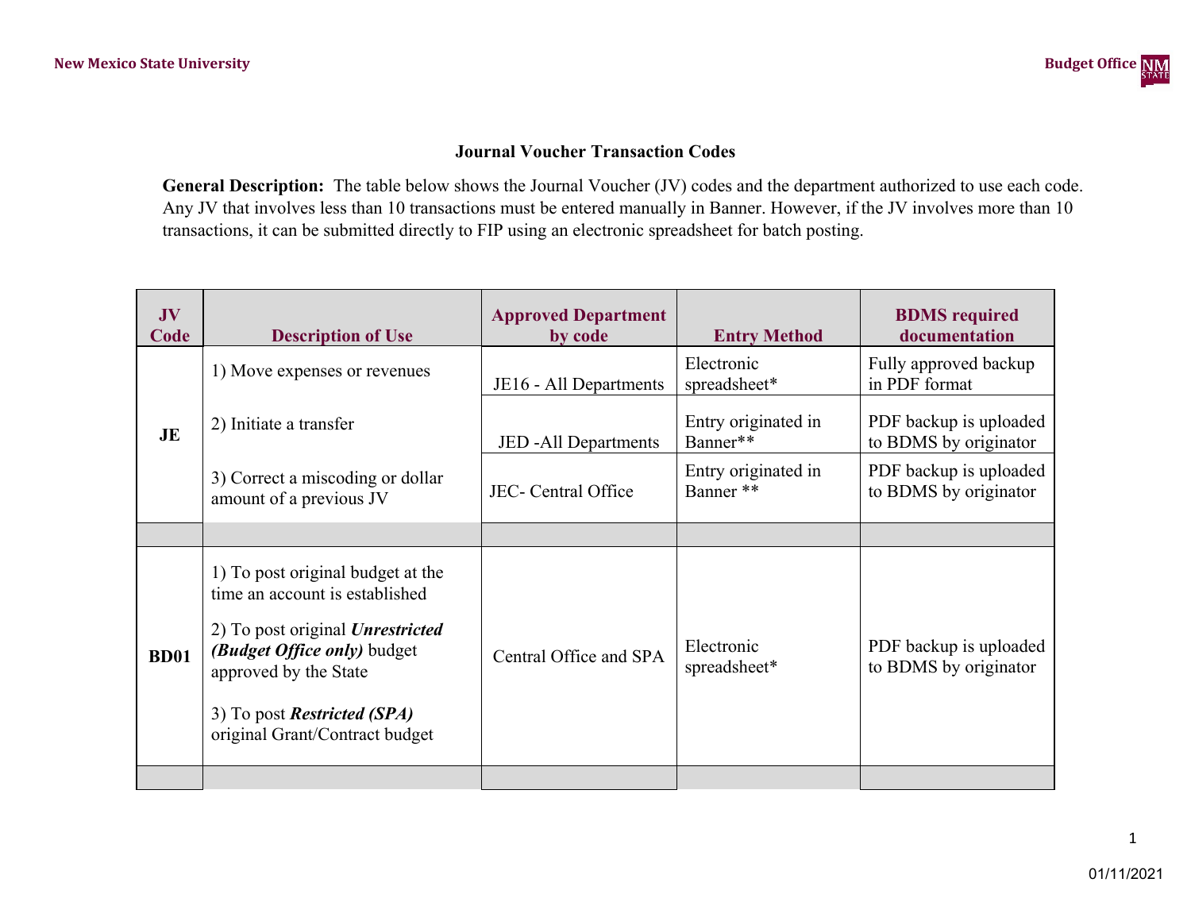# Journal Voucher Transaction Codes

**General Description:** The table below shows the Journal Voucher (JV) codes and the department authorized to use each code. Any JV that involves less than 10 transactions must be entered manually in Banner. However, if the JV involves more than 10 transactions, it can be submitted directly to FIP using an electronic spreadsheet for batch posting.

| JV Code | Description of Use | Approved Department by code | Entry Method | BDMS required documentation |
|---|---|---|---|---|
| JE | 1) Move expenses or revenues | JE16 - All Departments | Electronic spreadsheet* | Fully approved backup in PDF format |
| | 2) Initiate a transfer | JED -All Departments | Entry originated in Banner** | PDF backup is uploaded to BDMS by originator |
| | 3) Correct a miscoding or dollar amount of a previous JV | JEC- Central Office | Entry originated in Banner ** | PDF backup is uploaded to BDMS by originator |
| | | | | |
| BD01 | 1) To post original budget at the time an account is established<br>2) To post original ***Unrestricted (Budget Office only)*** budget approved by the State<br>3) To post ***Restricted (SPA)*** original Grant/Contract budget | Central Office and SPA | Electronic spreadsheet* | PDF backup is uploaded to BDMS by originator |
| | | | | |

01/11/2021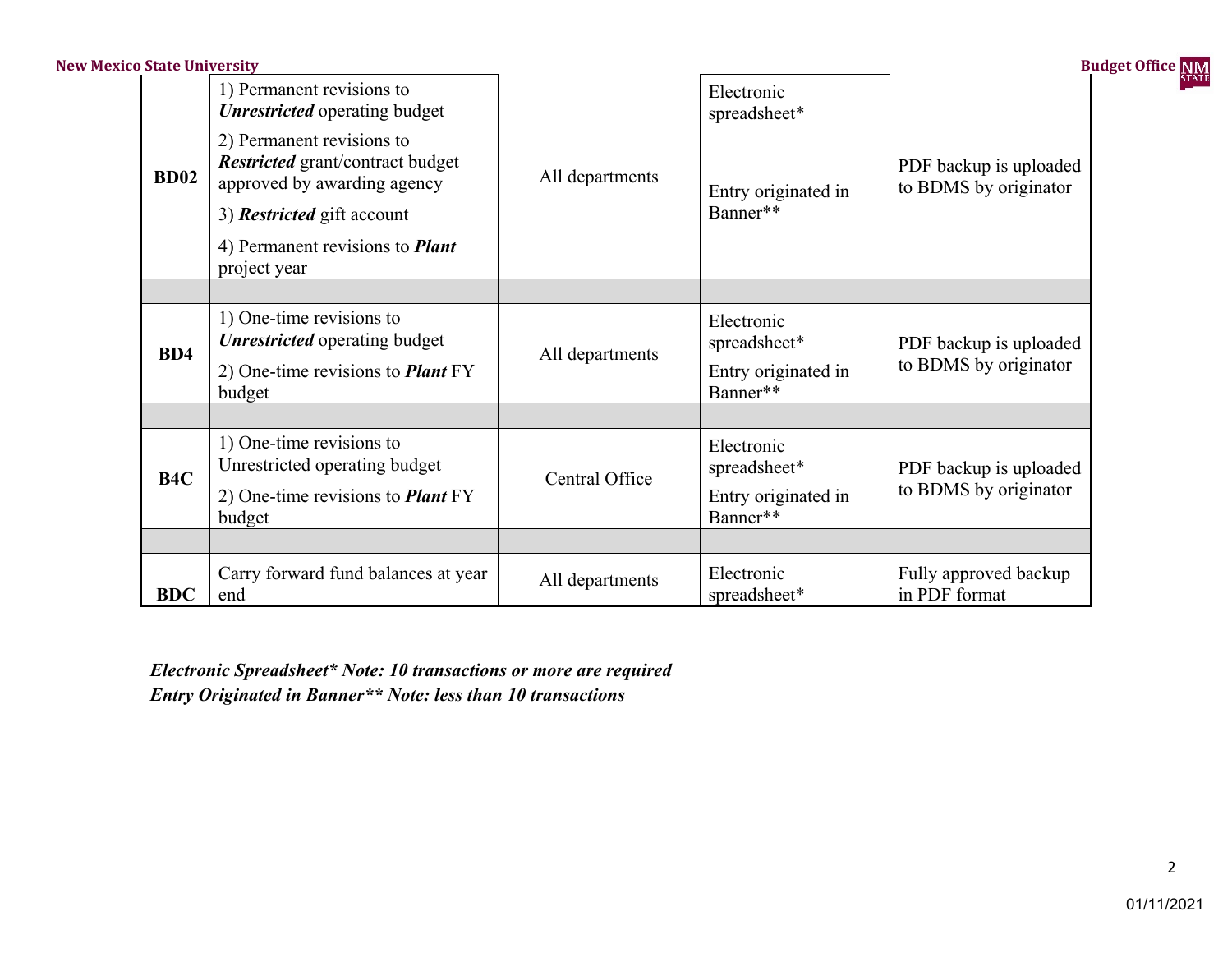| | | | | |
|---|---|---|---|---|
| **BD02** | 1) Permanent revisions to ***Unrestricted*** operating budget<br>2) Permanent revisions to ***Restricted*** grant/contract budget approved by awarding agency<br>3) ***Restricted*** gift account<br>4) Permanent revisions to ***Plant*** project year | All departments | Electronic spreadsheet*<br>Entry originated in Banner** | PDF backup is uploaded to BDMS by originator |
| | | | | |
| **BD4** | 1) One-time revisions to ***Unrestricted*** operating budget<br>2) One-time revisions to ***Plant*** FY budget | All departments | Electronic spreadsheet*<br>Entry originated in Banner** | PDF backup is uploaded to BDMS by originator |
| | | | | |
| **B4C** | 1) One-time revisions to Unrestricted operating budget<br>2) One-time revisions to ***Plant*** FY budget | Central Office | Electronic spreadsheet*<br>Entry originated in Banner** | PDF backup is uploaded to BDMS by originator |
| | | | | |
| **BDC** | Carry forward fund balances at year end | All departments | Electronic spreadsheet* | Fully approved backup in PDF format |

***Electronic Spreadsheet* Note: 10 transactions or more are required***
***Entry Originated in Banner** Note: less than 10 transactions***